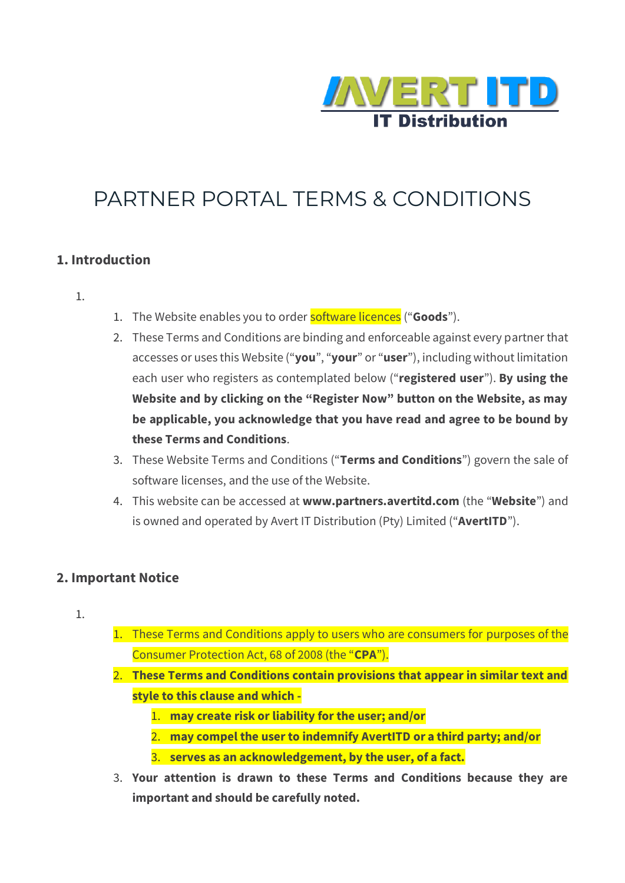AVERT ITD
IT Distribution

# PARTNER PORTAL TERMS & CONDITIONS

## 1. Introduction

1.
    1. The Website enables you to order software licences (“**Goods**”).
    2. These Terms and Conditions are binding and enforceable against every partner that accesses or uses this Website (“**you**”, “**your**” or “**user**”), including without limitation each user who registers as contemplated below (“**registered user**”). **By using the Website and by clicking on the “Register Now” button on the Website, as may be applicable, you acknowledge that you have read and agree to be bound by these Terms and Conditions**.
    3. These Website Terms and Conditions (“**Terms and Conditions**”) govern the sale of software licenses, and the use of the Website.
    4. This website can be accessed at **www.partners.avertitd.com** (the “**Website**”) and is owned and operated by Avert IT Distribution (Pty) Limited (“**AvertITD**”).

## 2. Important Notice

1.
    1. These Terms and Conditions apply to users who are consumers for purposes of the Consumer Protection Act, 68 of 2008 (the “**CPA**”).
    2. **These Terms and Conditions contain provisions that appear in similar text and style to this clause and which -**
        1. **may create risk or liability for the user; and/or**
        2. **may compel the user to indemnify AvertITD or a third party; and/or**
        3. **serves as an acknowledgement, by the user, of a fact.**
    3. **Your attention is drawn to these Terms and Conditions because they are important and should be carefully noted.**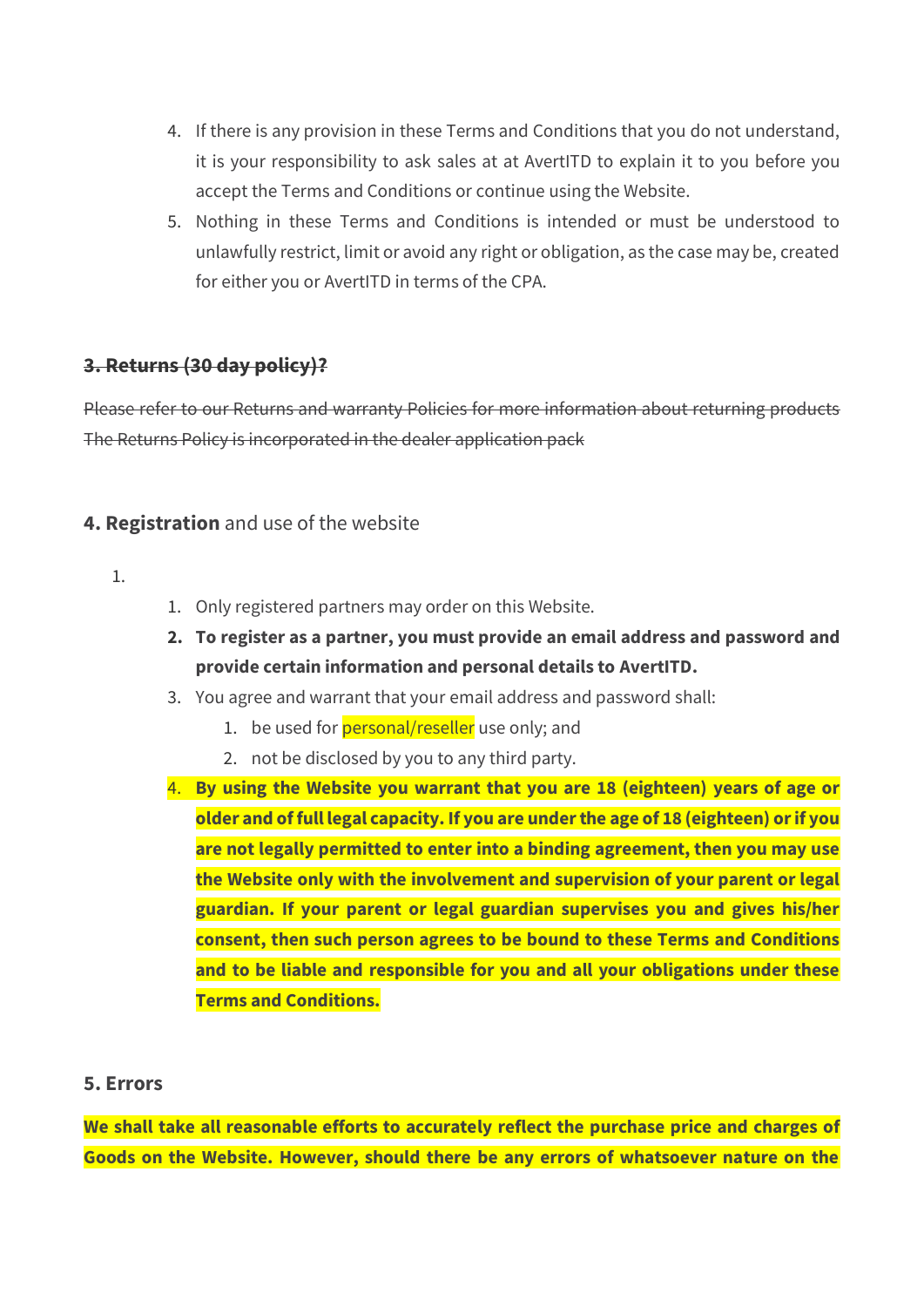4. If there is any provision in these Terms and Conditions that you do not understand, it is your responsibility to ask sales at at AvertITD to explain it to you before you accept the Terms and Conditions or continue using the Website.
5. Nothing in these Terms and Conditions is intended or must be understood to unlawfully restrict, limit or avoid any right or obligation, as the case may be, created for either you or AvertITD in terms of the CPA.

### ~~3. Returns (30 day policy)?~~

~~Please refer to our Returns and warranty Policies for more information about returning products The Returns Policy is incorporated in the dealer application pack~~

### **4. Registration** and use of the website

1.
    1. Only registered partners may order on this Website.
    2. **To register as a partner, you must provide an email address and password and provide certain information and personal details to AvertITD.**
    3. You agree and warrant that your email address and password shall:
        1. be used for personal/reseller use only; and
        2. not be disclosed by you to any third party.
    4. **By using the Website you warrant that you are 18 (eighteen) years of age or older and of full legal capacity. If you are under the age of 18 (eighteen) or if you are not legally permitted to enter into a binding agreement, then you may use the Website only with the involvement and supervision of your parent or legal guardian. If your parent or legal guardian supervises you and gives his/her consent, then such person agrees to be bound to these Terms and Conditions and to be liable and responsible for you and all your obligations under these Terms and Conditions.**

### 5. Errors

**We shall take all reasonable efforts to accurately reflect the purchase price and charges of Goods on the Website. However, should there be any errors of whatsoever nature on the**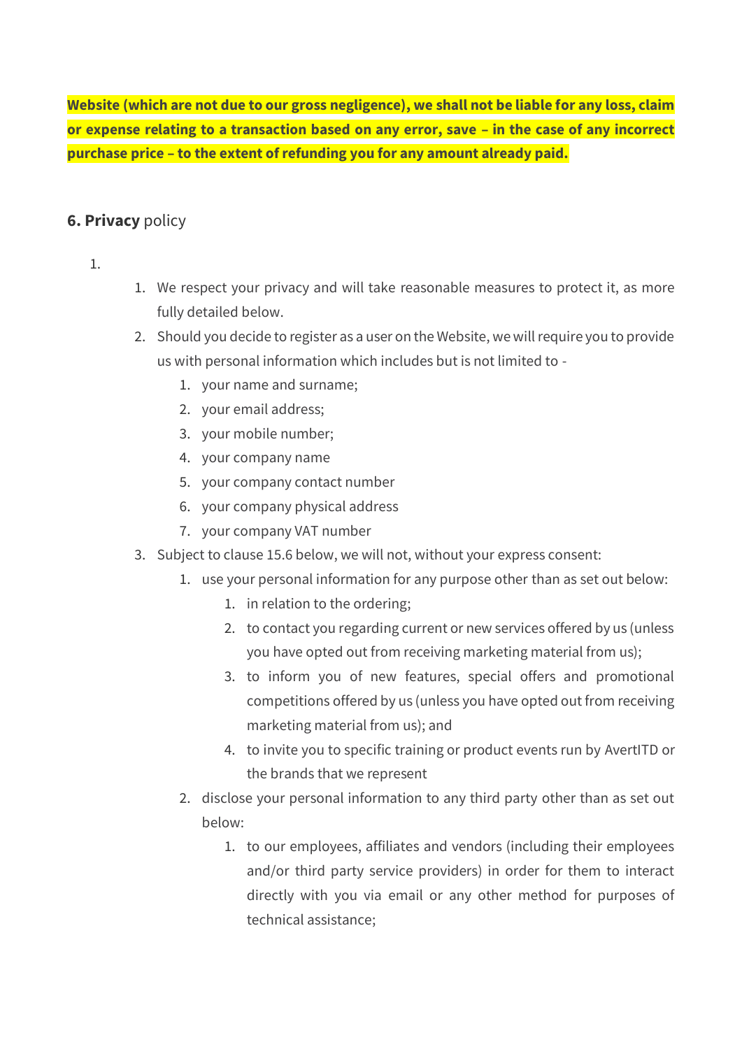**Website (which are not due to our gross negligence), we shall not be liable for any loss, claim or expense relating to a transaction based on any error, save – in the case of any incorrect purchase price – to the extent of refunding you for any amount already paid.**

### 6. **Privacy** policy

1.
    1. We respect your privacy and will take reasonable measures to protect it, as more fully detailed below.
    2. Should you decide to register as a user on the Website, we will require you to provide us with personal information which includes but is not limited to -
        1. your name and surname;
        2. your email address;
        3. your mobile number;
        4. your company name
        5. your company contact number
        6. your company physical address
        7. your company VAT number
    3. Subject to clause 15.6 below, we will not, without your express consent:
        1. use your personal information for any purpose other than as set out below:
            1. in relation to the ordering;
            2. to contact you regarding current or new services offered by us (unless you have opted out from receiving marketing material from us);
            3. to inform you of new features, special offers and promotional competitions offered by us (unless you have opted out from receiving marketing material from us); and
            4. to invite you to specific training or product events run by AvertITD or the brands that we represent
        2. disclose your personal information to any third party other than as set out below:
            1. to our employees, affiliates and vendors (including their employees and/or third party service providers) in order for them to interact directly with you via email or any other method for purposes of technical assistance;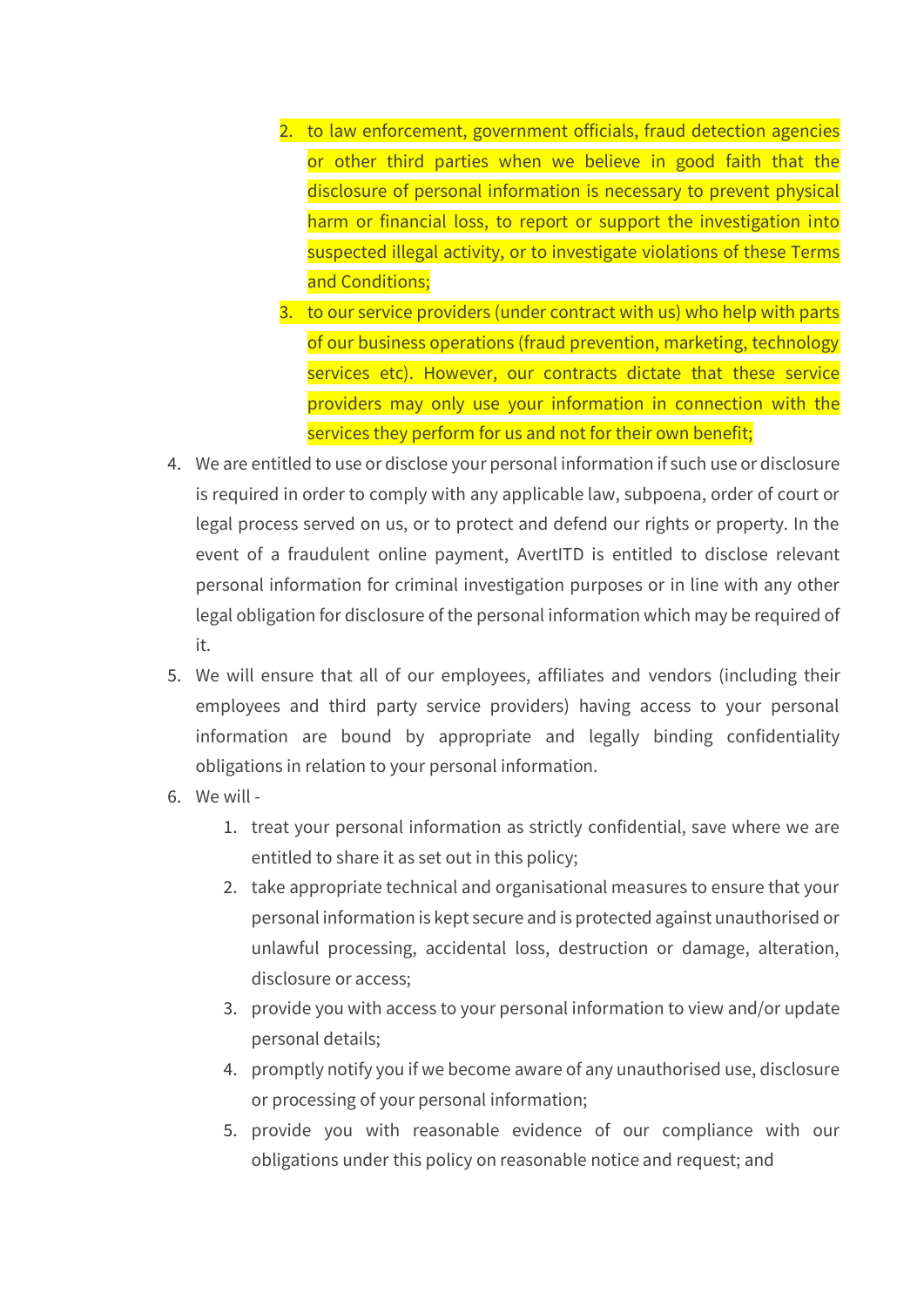2. to law enforcement, government officials, fraud detection agencies or other third parties when we believe in good faith that the disclosure of personal information is necessary to prevent physical harm or financial loss, to report or support the investigation into suspected illegal activity, or to investigate violations of these Terms and Conditions;
   3. to our service providers (under contract with us) who help with parts of our business operations (fraud prevention, marketing, technology services etc). However, our contracts dictate that these service providers may only use your information in connection with the services they perform for us and not for their own benefit;

4. We are entitled to use or disclose your personal information if such use or disclosure is required in order to comply with any applicable law, subpoena, order of court or legal process served on us, or to protect and defend our rights or property. In the event of a fraudulent online payment, AvertITD is entitled to disclose relevant personal information for criminal investigation purposes or in line with any other legal obligation for disclosure of the personal information which may be required of it.
5. We will ensure that all of our employees, affiliates and vendors (including their employees and third party service providers) having access to your personal information are bound by appropriate and legally binding confidentiality obligations in relation to your personal information.
6. We will -
   1. treat your personal information as strictly confidential, save where we are entitled to share it as set out in this policy;
   2. take appropriate technical and organisational measures to ensure that your personal information is kept secure and is protected against unauthorised or unlawful processing, accidental loss, destruction or damage, alteration, disclosure or access;
   3. provide you with access to your personal information to view and/or update personal details;
   4. promptly notify you if we become aware of any unauthorised use, disclosure or processing of your personal information;
   5. provide you with reasonable evidence of our compliance with our obligations under this policy on reasonable notice and request; and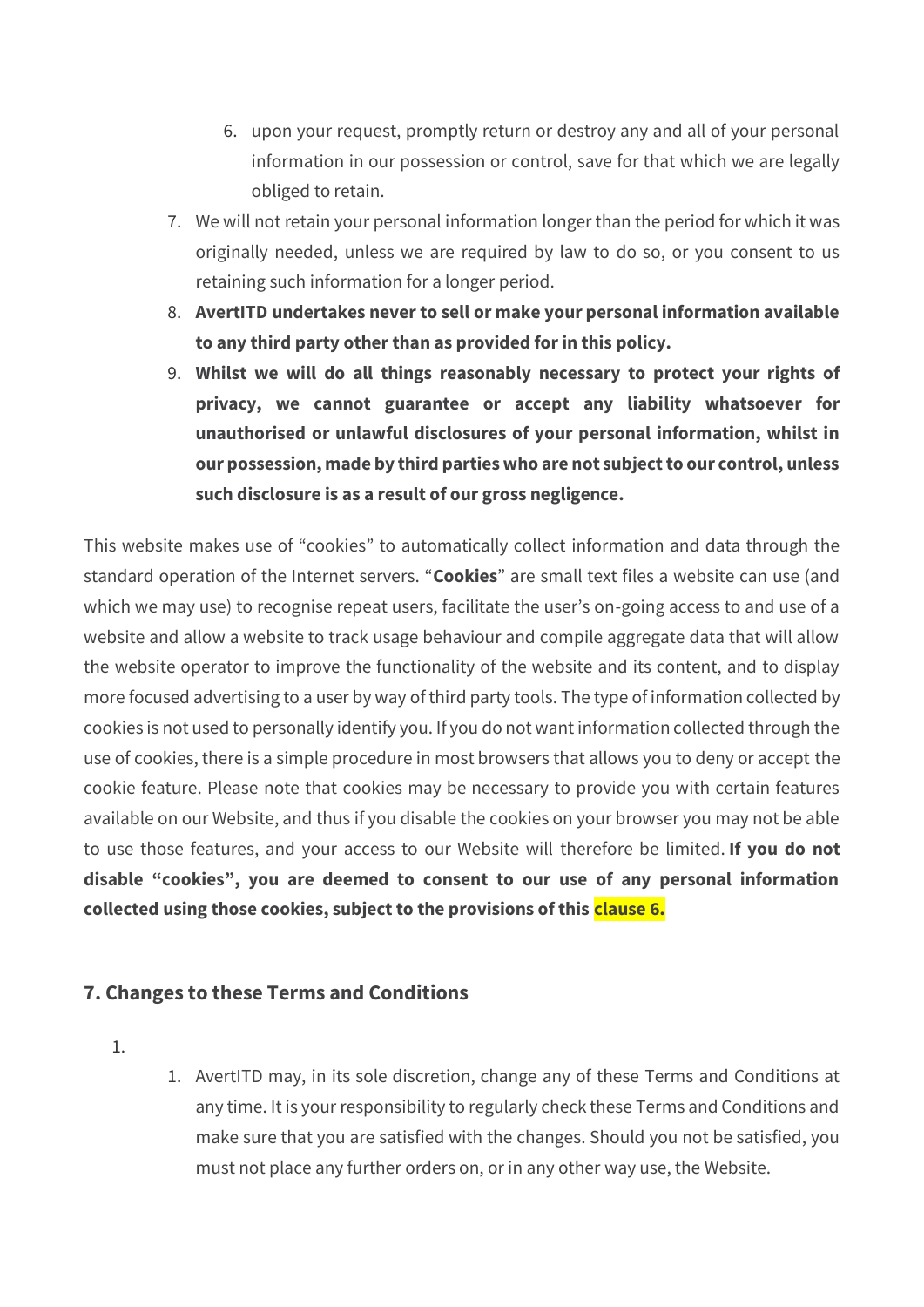6. upon your request, promptly return or destroy any and all of your personal information in our possession or control, save for that which we are legally obliged to retain.

7. We will not retain your personal information longer than the period for which it was originally needed, unless we are required by law to do so, or you consent to us retaining such information for a longer period.
8. **AvertITD undertakes never to sell or make your personal information available to any third party other than as provided for in this policy.**
9. **Whilst we will do all things reasonably necessary to protect your rights of privacy, we cannot guarantee or accept any liability whatsoever for unauthorised or unlawful disclosures of your personal information, whilst in our possession, made by third parties who are not subject to our control, unless such disclosure is as a result of our gross negligence.**

This website makes use of "cookies" to automatically collect information and data through the standard operation of the Internet servers. "**Cookies**" are small text files a website can use (and which we may use) to recognise repeat users, facilitate the user's on-going access to and use of a website and allow a website to track usage behaviour and compile aggregate data that will allow the website operator to improve the functionality of the website and its content, and to display more focused advertising to a user by way of third party tools. The type of information collected by cookies is not used to personally identify you. If you do not want information collected through the use of cookies, there is a simple procedure in most browsers that allows you to deny or accept the cookie feature. Please note that cookies may be necessary to provide you with certain features available on our Website, and thus if you disable the cookies on your browser you may not be able to use those features, and your access to our Website will therefore be limited. **If you do not disable "cookies", you are deemed to consent to our use of any personal information collected using those cookies, subject to the provisions of this clause 6.**

## 7. Changes to these Terms and Conditions

1.
    1. AvertITD may, in its sole discretion, change any of these Terms and Conditions at any time. It is your responsibility to regularly check these Terms and Conditions and make sure that you are satisfied with the changes. Should you not be satisfied, you must not place any further orders on, or in any other way use, the Website.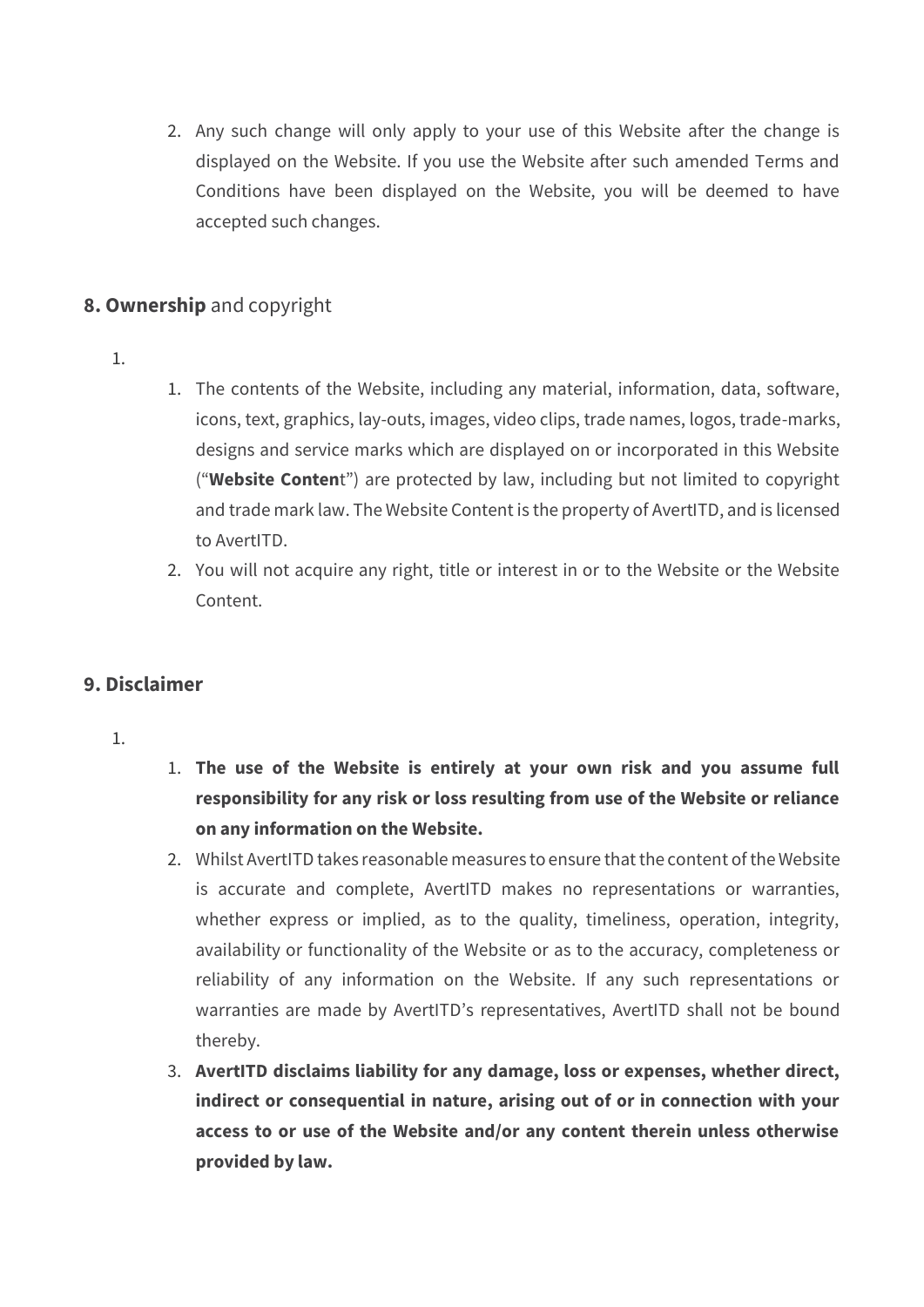2. Any such change will only apply to your use of this Website after the change is displayed on the Website. If you use the Website after such amended Terms and Conditions have been displayed on the Website, you will be deemed to have accepted such changes.

## **8. Ownership** and copyright

1.
    1. The contents of the Website, including any material, information, data, software, icons, text, graphics, lay-outs, images, video clips, trade names, logos, trade-marks, designs and service marks which are displayed on or incorporated in this Website ("**Website Conten**t") are protected by law, including but not limited to copyright and trade mark law. The Website Content is the property of AvertITD, and is licensed to AvertITD.
    2. You will not acquire any right, title or interest in or to the Website or the Website Content.

## **9. Disclaimer**

1.
    1. **The use of the Website is entirely at your own risk and you assume full responsibility for any risk or loss resulting from use of the Website or reliance on any information on the Website.**
    2. Whilst AvertITD takes reasonable measures to ensure that the content of the Website is accurate and complete, AvertITD makes no representations or warranties, whether express or implied, as to the quality, timeliness, operation, integrity, availability or functionality of the Website or as to the accuracy, completeness or reliability of any information on the Website. If any such representations or warranties are made by AvertITD's representatives, AvertITD shall not be bound thereby.
    3. **AvertITD disclaims liability for any damage, loss or expenses, whether direct, indirect or consequential in nature, arising out of or in connection with your access to or use of the Website and/or any content therein unless otherwise provided by law.**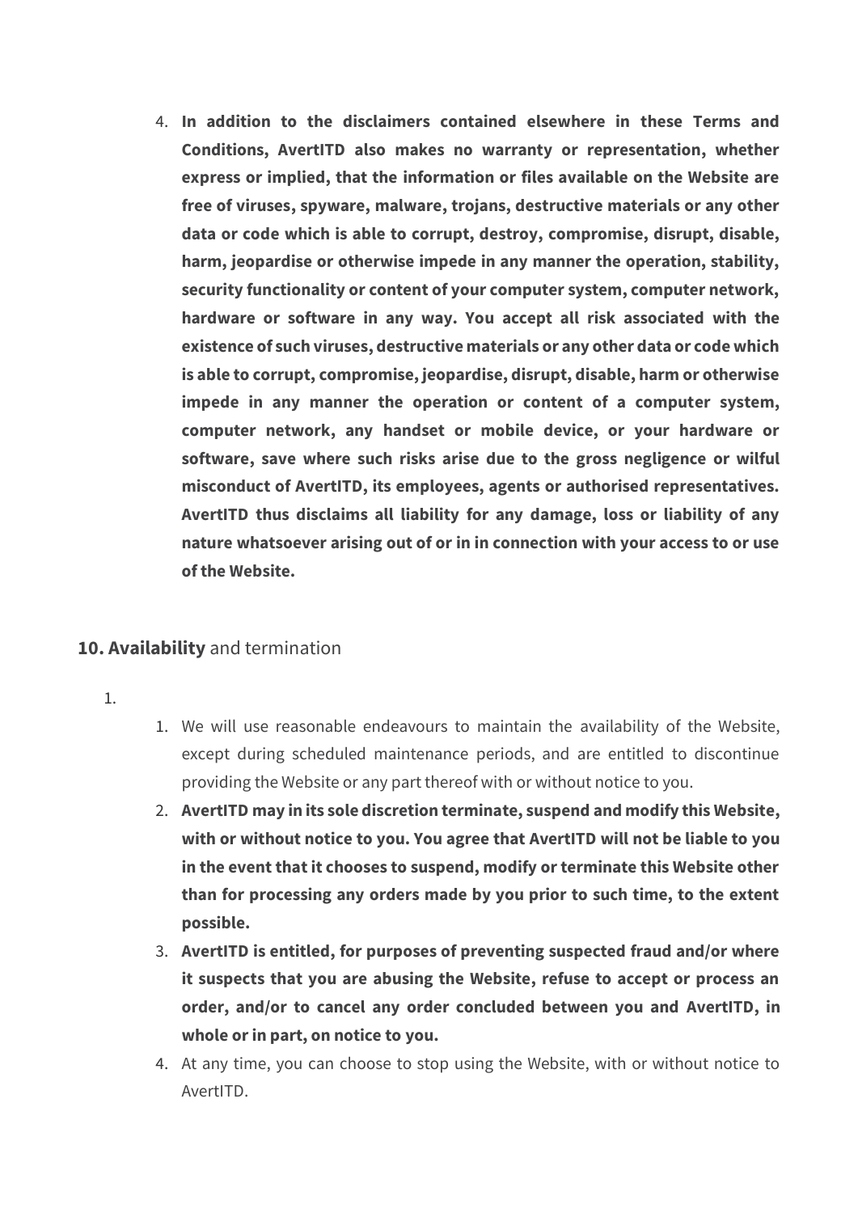4. **In addition to the disclaimers contained elsewhere in these Terms and Conditions, AvertITD also makes no warranty or representation, whether express or implied, that the information or files available on the Website are free of viruses, spyware, malware, trojans, destructive materials or any other data or code which is able to corrupt, destroy, compromise, disrupt, disable, harm, jeopardise or otherwise impede in any manner the operation, stability, security functionality or content of your computer system, computer network, hardware or software in any way. You accept all risk associated with the existence of such viruses, destructive materials or any other data or code which is able to corrupt, compromise, jeopardise, disrupt, disable, harm or otherwise impede in any manner the operation or content of a computer system, computer network, any handset or mobile device, or your hardware or software, save where such risks arise due to the gross negligence or wilful misconduct of AvertITD, its employees, agents or authorised representatives. AvertITD thus disclaims all liability for any damage, loss or liability of any nature whatsoever arising out of or in in connection with your access to or use of the Website.**

## **10. Availability** and termination

1.
    1. We will use reasonable endeavours to maintain the availability of the Website, except during scheduled maintenance periods, and are entitled to discontinue providing the Website or any part thereof with or without notice to you.
    2. **AvertITD may in its sole discretion terminate, suspend and modify this Website, with or without notice to you. You agree that AvertITD will not be liable to you in the event that it chooses to suspend, modify or terminate this Website other than for processing any orders made by you prior to such time, to the extent possible.**
    3. **AvertITD is entitled, for purposes of preventing suspected fraud and/or where it suspects that you are abusing the Website, refuse to accept or process an order, and/or to cancel any order concluded between you and AvertITD, in whole or in part, on notice to you.**
    4. At any time, you can choose to stop using the Website, with or without notice to AvertITD.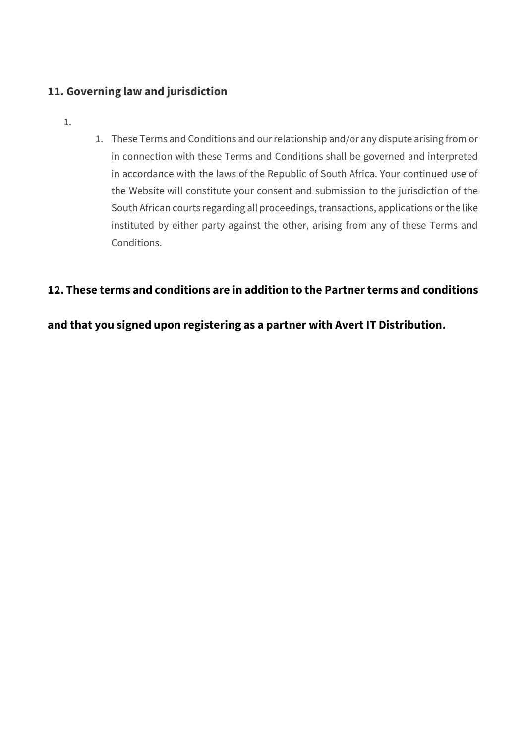## 11. Governing law and jurisdiction

1. 
    1. These Terms and Conditions and our relationship and/or any dispute arising from or in connection with these Terms and Conditions shall be governed and interpreted in accordance with the laws of the Republic of South Africa. Your continued use of the Website will constitute your consent and submission to the jurisdiction of the South African courts regarding all proceedings, transactions, applications or the like instituted by either party against the other, arising from any of these Terms and Conditions.

## 12. These terms and conditions are in addition to the Partner terms and conditions

**and that you signed upon registering as a partner with Avert IT Distribution.**